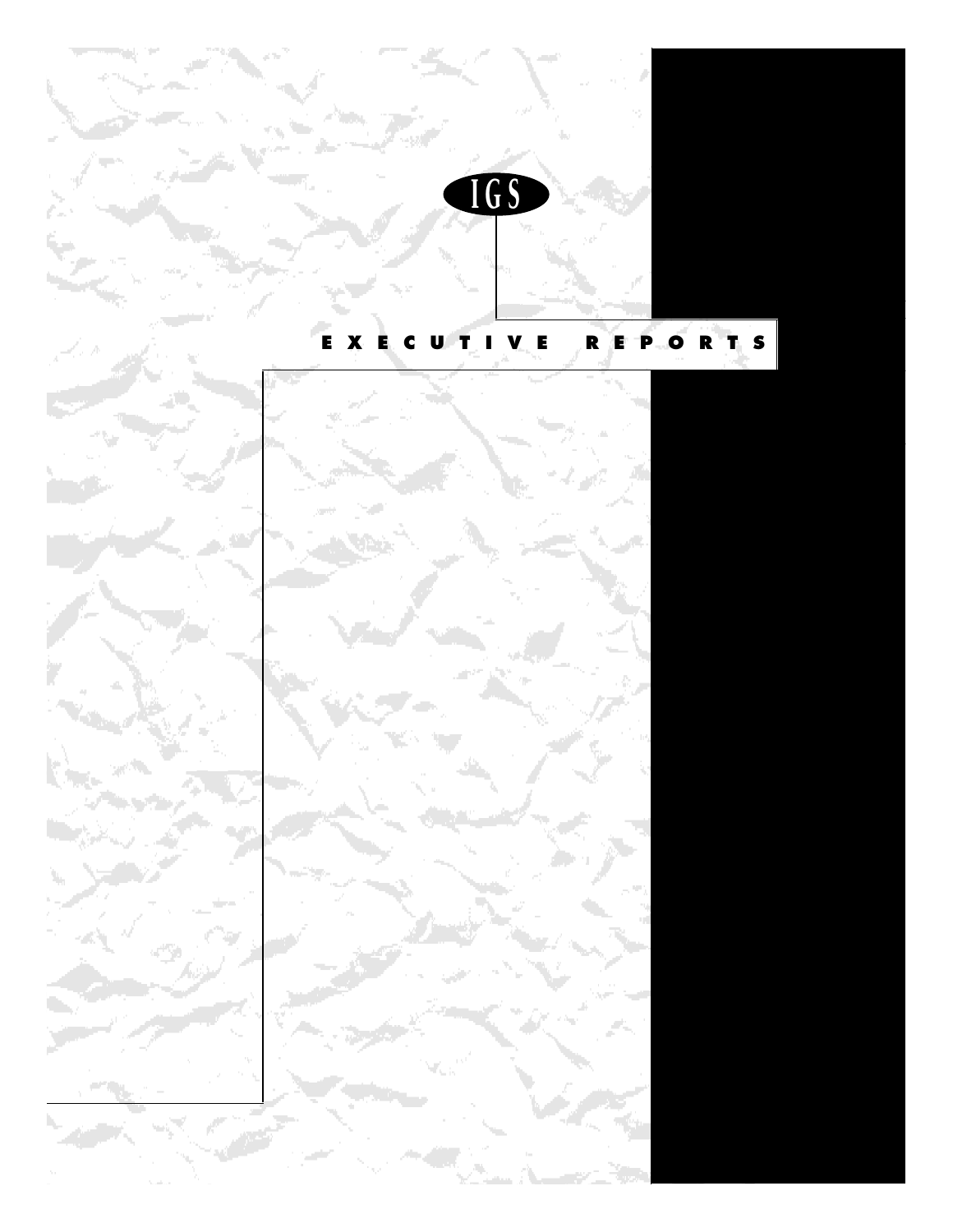IGS

EXECUTIVE REPORTS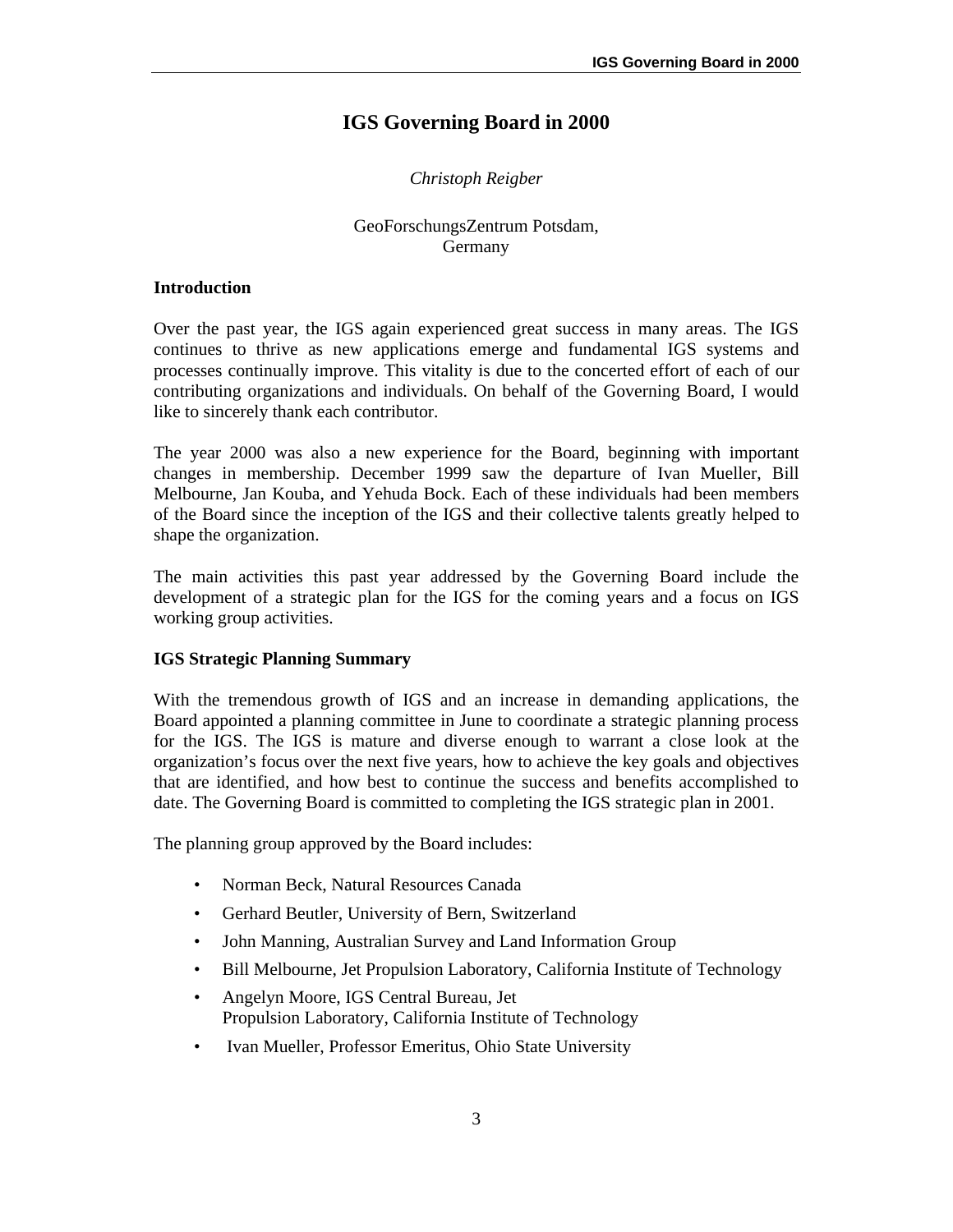# IGS Governing Board in 2000

*Christoph Reigber*

GeoForschungsZentrum Potsdam,
Germany

## Introduction

Over the past year, the IGS again experienced great success in many areas. The IGS continues to thrive as new applications emerge and fundamental IGS systems and processes continually improve. This vitality is due to the concerted effort of each of our contributing organizations and individuals. On behalf of the Governing Board, I would like to sincerely thank each contributor.

The year 2000 was also a new experience for the Board, beginning with important changes in membership. December 1999 saw the departure of Ivan Mueller, Bill Melbourne, Jan Kouba, and Yehuda Bock. Each of these individuals had been members of the Board since the inception of the IGS and their collective talents greatly helped to shape the organization.

The main activities this past year addressed by the Governing Board include the development of a strategic plan for the IGS for the coming years and a focus on IGS working group activities.

## IGS Strategic Planning Summary

With the tremendous growth of IGS and an increase in demanding applications, the Board appointed a planning committee in June to coordinate a strategic planning process for the IGS. The IGS is mature and diverse enough to warrant a close look at the organization's focus over the next five years, how to achieve the key goals and objectives that are identified, and how best to continue the success and benefits accomplished to date. The Governing Board is committed to completing the IGS strategic plan in 2001.

The planning group approved by the Board includes:

- Norman Beck, Natural Resources Canada
- Gerhard Beutler, University of Bern, Switzerland
- John Manning, Australian Survey and Land Information Group
- Bill Melbourne, Jet Propulsion Laboratory, California Institute of Technology
- Angelyn Moore, IGS Central Bureau, Jet Propulsion Laboratory, California Institute of Technology
- Ivan Mueller, Professor Emeritus, Ohio State University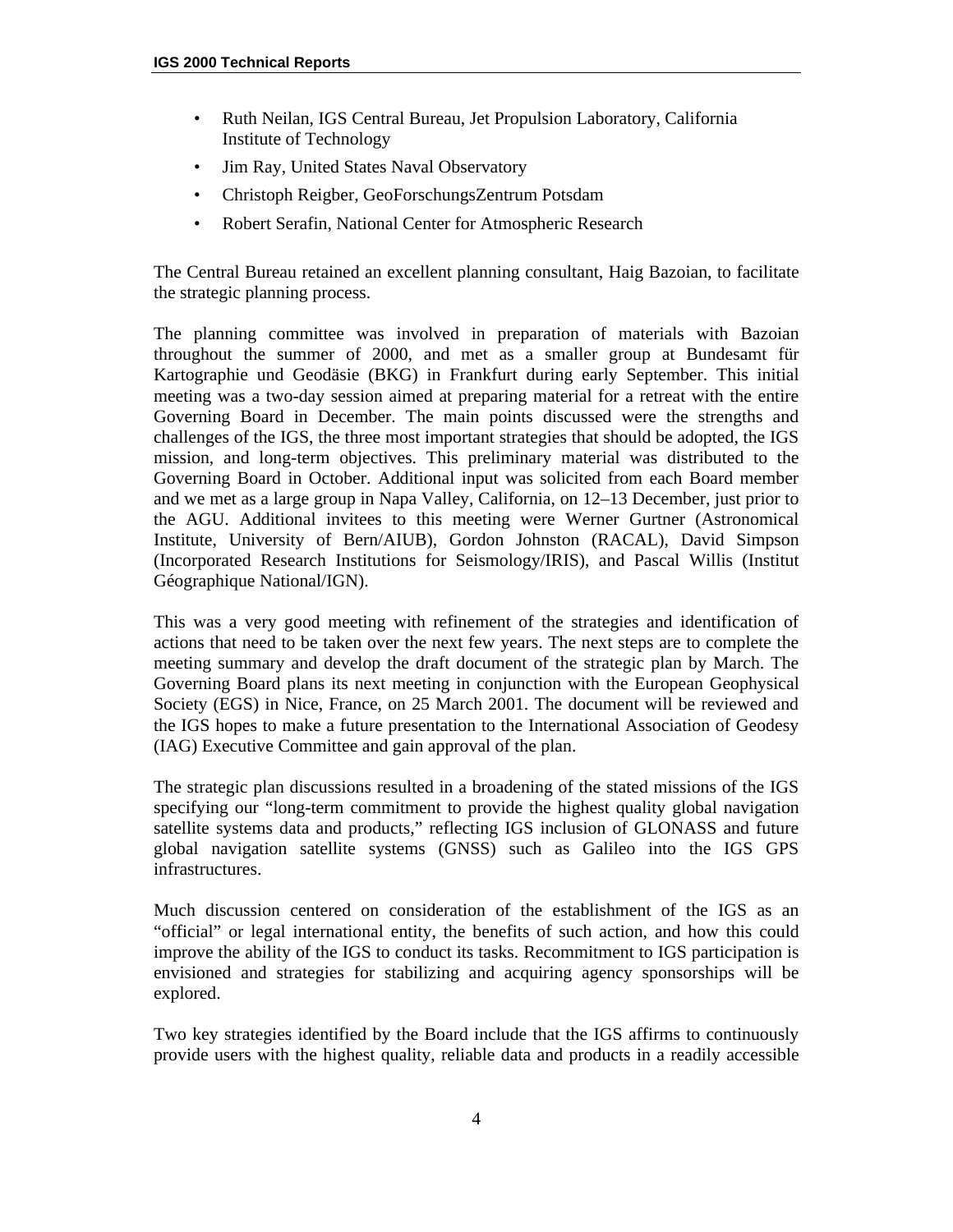- Ruth Neilan, IGS Central Bureau, Jet Propulsion Laboratory, California Institute of Technology
- Jim Ray, United States Naval Observatory
- Christoph Reigber, GeoForschungsZentrum Potsdam
- Robert Serafin, National Center for Atmospheric Research

The Central Bureau retained an excellent planning consultant, Haig Bazoian, to facilitate the strategic planning process.

The planning committee was involved in preparation of materials with Bazoian throughout the summer of 2000, and met as a smaller group at Bundesamt für Kartographie und Geodäsie (BKG) in Frankfurt during early September. This initial meeting was a two-day session aimed at preparing material for a retreat with the entire Governing Board in December. The main points discussed were the strengths and challenges of the IGS, the three most important strategies that should be adopted, the IGS mission, and long-term objectives. This preliminary material was distributed to the Governing Board in October. Additional input was solicited from each Board member and we met as a large group in Napa Valley, California, on 12–13 December, just prior to the AGU. Additional invitees to this meeting were Werner Gurtner (Astronomical Institute, University of Bern/AIUB), Gordon Johnston (RACAL), David Simpson (Incorporated Research Institutions for Seismology/IRIS), and Pascal Willis (Institut Géographique National/IGN).

This was a very good meeting with refinement of the strategies and identification of actions that need to be taken over the next few years. The next steps are to complete the meeting summary and develop the draft document of the strategic plan by March. The Governing Board plans its next meeting in conjunction with the European Geophysical Society (EGS) in Nice, France, on 25 March 2001. The document will be reviewed and the IGS hopes to make a future presentation to the International Association of Geodesy (IAG) Executive Committee and gain approval of the plan.

The strategic plan discussions resulted in a broadening of the stated missions of the IGS specifying our "long-term commitment to provide the highest quality global navigation satellite systems data and products," reflecting IGS inclusion of GLONASS and future global navigation satellite systems (GNSS) such as Galileo into the IGS GPS infrastructures.

Much discussion centered on consideration of the establishment of the IGS as an "official" or legal international entity, the benefits of such action, and how this could improve the ability of the IGS to conduct its tasks. Recommitment to IGS participation is envisioned and strategies for stabilizing and acquiring agency sponsorships will be explored.

Two key strategies identified by the Board include that the IGS affirms to continuously provide users with the highest quality, reliable data and products in a readily accessible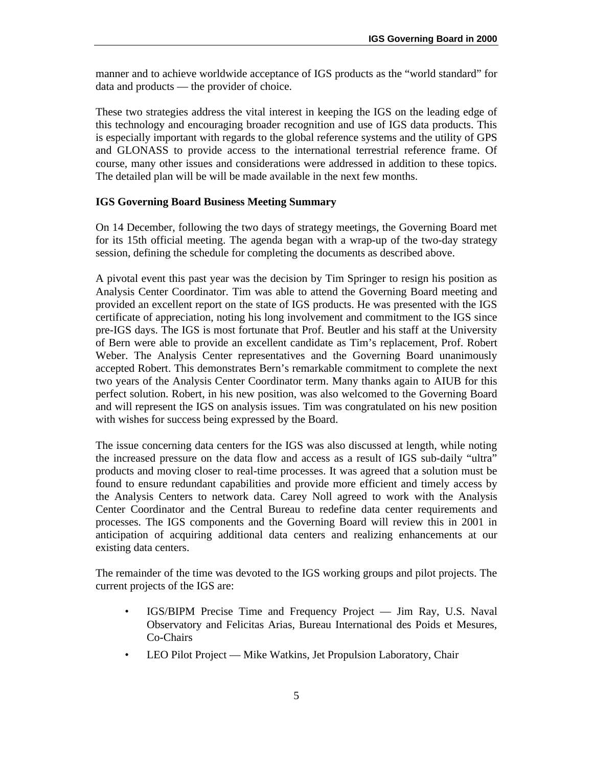manner and to achieve worldwide acceptance of IGS products as the "world standard" for data and products — the provider of choice.

These two strategies address the vital interest in keeping the IGS on the leading edge of this technology and encouraging broader recognition and use of IGS data products. This is especially important with regards to the global reference systems and the utility of GPS and GLONASS to provide access to the international terrestrial reference frame. Of course, many other issues and considerations were addressed in addition to these topics. The detailed plan will be will be made available in the next few months.

**IGS Governing Board Business Meeting Summary**

On 14 December, following the two days of strategy meetings, the Governing Board met for its 15th official meeting. The agenda began with a wrap-up of the two-day strategy session, defining the schedule for completing the documents as described above.

A pivotal event this past year was the decision by Tim Springer to resign his position as Analysis Center Coordinator. Tim was able to attend the Governing Board meeting and provided an excellent report on the state of IGS products. He was presented with the IGS certificate of appreciation, noting his long involvement and commitment to the IGS since pre-IGS days. The IGS is most fortunate that Prof. Beutler and his staff at the University of Bern were able to provide an excellent candidate as Tim's replacement, Prof. Robert Weber. The Analysis Center representatives and the Governing Board unanimously accepted Robert. This demonstrates Bern's remarkable commitment to complete the next two years of the Analysis Center Coordinator term. Many thanks again to AIUB for this perfect solution. Robert, in his new position, was also welcomed to the Governing Board and will represent the IGS on analysis issues. Tim was congratulated on his new position with wishes for success being expressed by the Board.

The issue concerning data centers for the IGS was also discussed at length, while noting the increased pressure on the data flow and access as a result of IGS sub-daily "ultra" products and moving closer to real-time processes. It was agreed that a solution must be found to ensure redundant capabilities and provide more efficient and timely access by the Analysis Centers to network data. Carey Noll agreed to work with the Analysis Center Coordinator and the Central Bureau to redefine data center requirements and processes. The IGS components and the Governing Board will review this in 2001 in anticipation of acquiring additional data centers and realizing enhancements at our existing data centers.

The remainder of the time was devoted to the IGS working groups and pilot projects. The current projects of the IGS are:

- IGS/BIPM Precise Time and Frequency Project — Jim Ray, U.S. Naval Observatory and Felicitas Arias, Bureau International des Poids et Mesures, Co-Chairs
- LEO Pilot Project — Mike Watkins, Jet Propulsion Laboratory, Chair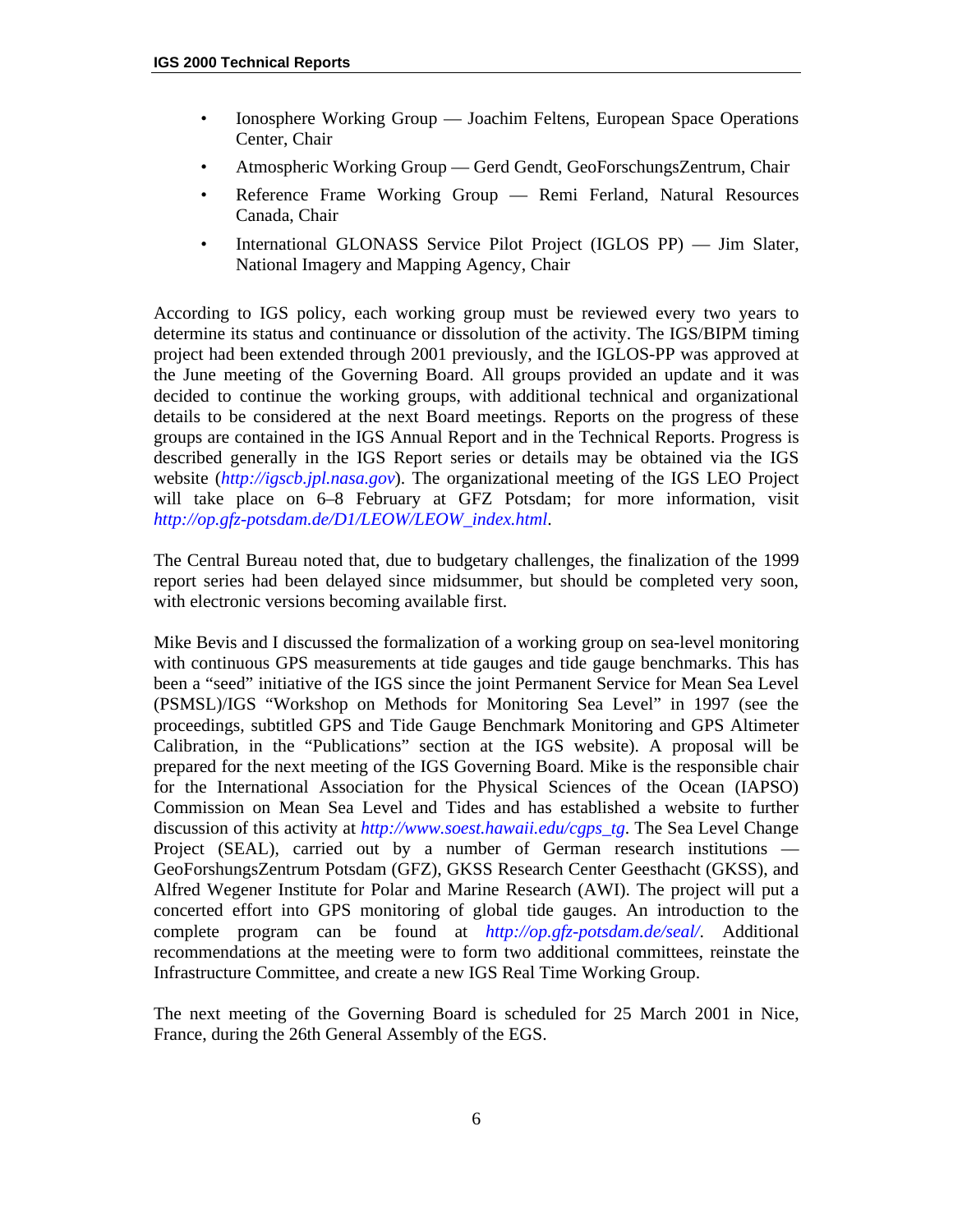- Ionosphere Working Group — Joachim Feltens, European Space Operations Center, Chair
- Atmospheric Working Group — Gerd Gendt, GeoForschungsZentrum, Chair
- Reference Frame Working Group — Remi Ferland, Natural Resources Canada, Chair
- International GLONASS Service Pilot Project (IGLOS PP) — Jim Slater, National Imagery and Mapping Agency, Chair

According to IGS policy, each working group must be reviewed every two years to determine its status and continuance or dissolution of the activity. The IGS/BIPM timing project had been extended through 2001 previously, and the IGLOS-PP was approved at the June meeting of the Governing Board. All groups provided an update and it was decided to continue the working groups, with additional technical and organizational details to be considered at the next Board meetings. Reports on the progress of these groups are contained in the IGS Annual Report and in the Technical Reports. Progress is described generally in the IGS Report series or details may be obtained via the IGS website (*http://igscb.jpl.nasa.gov*). The organizational meeting of the IGS LEO Project will take place on 6–8 February at GFZ Potsdam; for more information, visit *http://op.gfz-potsdam.de/D1/LEOW/LEOW_index.html*.

The Central Bureau noted that, due to budgetary challenges, the finalization of the 1999 report series had been delayed since midsummer, but should be completed very soon, with electronic versions becoming available first.

Mike Bevis and I discussed the formalization of a working group on sea-level monitoring with continuous GPS measurements at tide gauges and tide gauge benchmarks. This has been a “seed” initiative of the IGS since the joint Permanent Service for Mean Sea Level (PSMSL)/IGS “Workshop on Methods for Monitoring Sea Level” in 1997 (see the proceedings, subtitled GPS and Tide Gauge Benchmark Monitoring and GPS Altimeter Calibration, in the “Publications” section at the IGS website). A proposal will be prepared for the next meeting of the IGS Governing Board. Mike is the responsible chair for the International Association for the Physical Sciences of the Ocean (IAPSO) Commission on Mean Sea Level and Tides and has established a website to further discussion of this activity at *http://www.soest.hawaii.edu/cgps_tg*. The Sea Level Change Project (SEAL), carried out by a number of German research institutions — GeoForshungsZentrum Potsdam (GFZ), GKSS Research Center Geesthacht (GKSS), and Alfred Wegener Institute for Polar and Marine Research (AWI). The project will put a concerted effort into GPS monitoring of global tide gauges. An introduction to the complete program can be found at *http://op.gfz-potsdam.de/seal/*. Additional recommendations at the meeting were to form two additional committees, reinstate the Infrastructure Committee, and create a new IGS Real Time Working Group.

The next meeting of the Governing Board is scheduled for 25 March 2001 in Nice, France, during the 26th General Assembly of the EGS.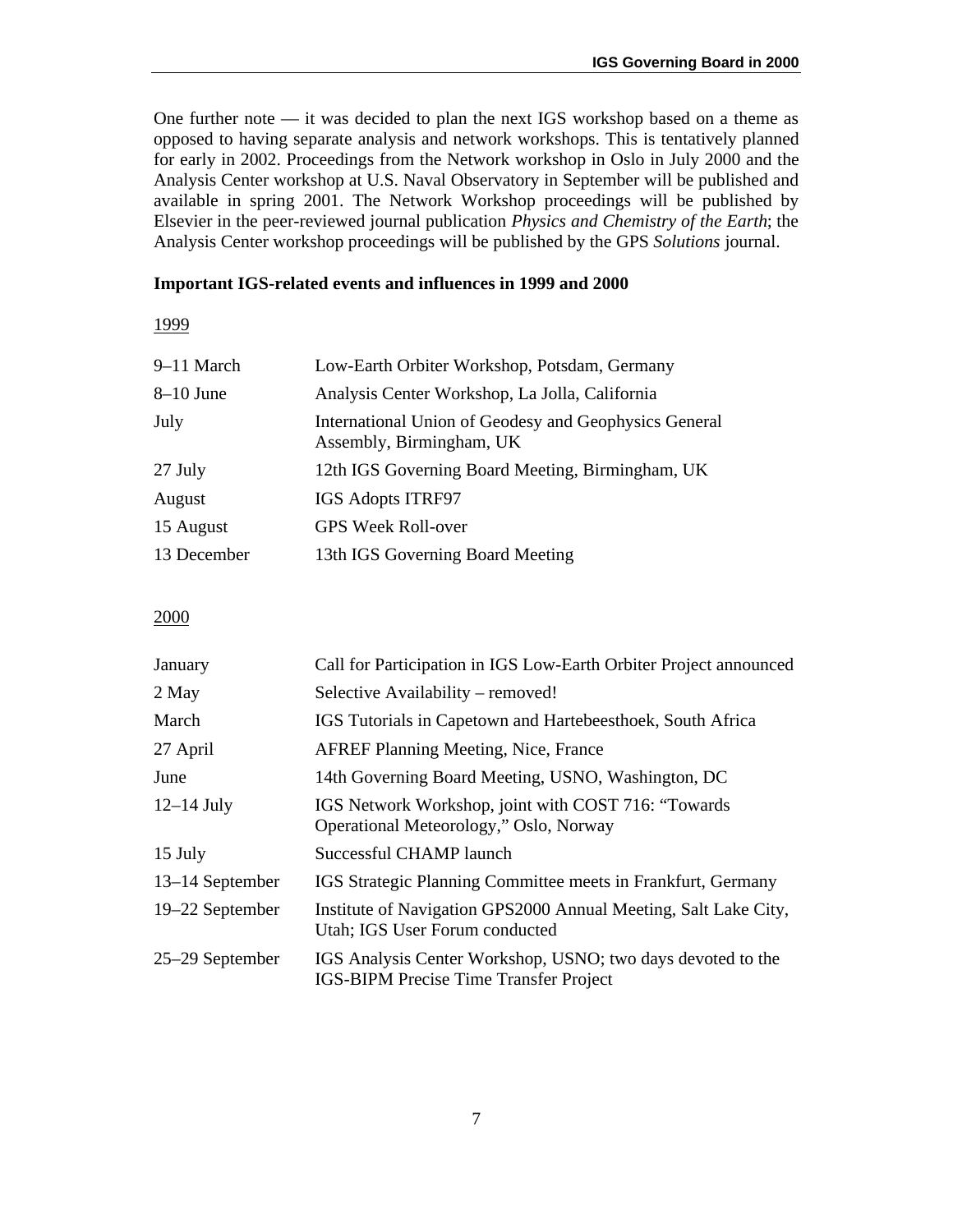One further note — it was decided to plan the next IGS workshop based on a theme as opposed to having separate analysis and network workshops. This is tentatively planned for early in 2002. Proceedings from the Network workshop in Oslo in July 2000 and the Analysis Center workshop at U.S. Naval Observatory in September will be published and available in spring 2001. The Network Workshop proceedings will be published by Elsevier in the peer-reviewed journal publication *Physics and Chemistry of the Earth*; the Analysis Center workshop proceedings will be published by the GPS *Solutions* journal.

**Important IGS-related events and influences in 1999 and 2000**

1999

| | |
|---|---|
| 9–11 March | Low-Earth Orbiter Workshop, Potsdam, Germany |
| 8–10 June | Analysis Center Workshop, La Jolla, California |
| July | International Union of Geodesy and Geophysics General Assembly, Birmingham, UK |
| 27 July | 12th IGS Governing Board Meeting, Birmingham, UK |
| August | IGS Adopts ITRF97 |
| 15 August | GPS Week Roll-over |
| 13 December | 13th IGS Governing Board Meeting |

2000

| | |
|---|---|
| January | Call for Participation in IGS Low-Earth Orbiter Project announced |
| 2 May | Selective Availability – removed! |
| March | IGS Tutorials in Capetown and Hartebeesthoek, South Africa |
| 27 April | AFREF Planning Meeting, Nice, France |
| June | 14th Governing Board Meeting, USNO, Washington, DC |
| 12–14 July | IGS Network Workshop, joint with COST 716: "Towards Operational Meteorology," Oslo, Norway |
| 15 July | Successful CHAMP launch |
| 13–14 September | IGS Strategic Planning Committee meets in Frankfurt, Germany |
| 19–22 September | Institute of Navigation GPS2000 Annual Meeting, Salt Lake City, Utah; IGS User Forum conducted |
| 25–29 September | IGS Analysis Center Workshop, USNO; two days devoted to the IGS-BIPM Precise Time Transfer Project |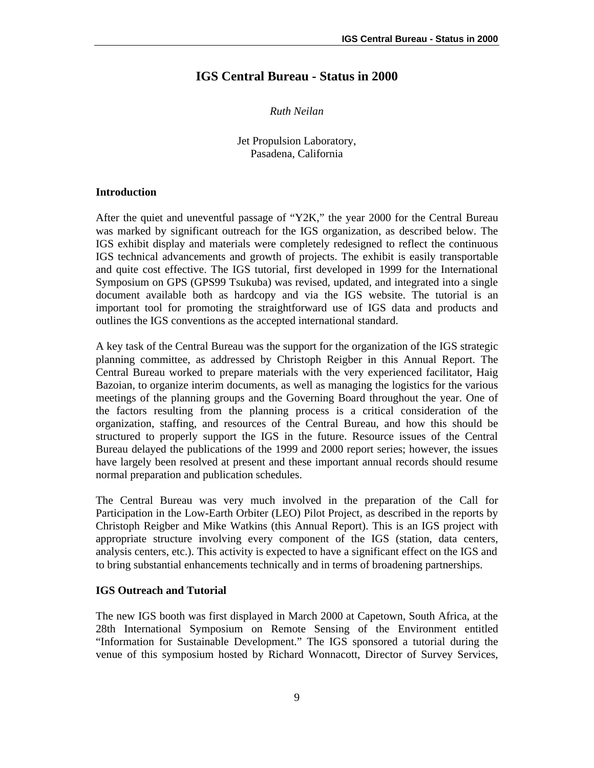# IGS Central Bureau - Status in 2000

*Ruth Neilan*

Jet Propulsion Laboratory,
Pasadena, California

## Introduction

After the quiet and uneventful passage of "Y2K," the year 2000 for the Central Bureau was marked by significant outreach for the IGS organization, as described below. The IGS exhibit display and materials were completely redesigned to reflect the continuous IGS technical advancements and growth of projects. The exhibit is easily transportable and quite cost effective. The IGS tutorial, first developed in 1999 for the International Symposium on GPS (GPS99 Tsukuba) was revised, updated, and integrated into a single document available both as hardcopy and via the IGS website. The tutorial is an important tool for promoting the straightforward use of IGS data and products and outlines the IGS conventions as the accepted international standard.

A key task of the Central Bureau was the support for the organization of the IGS strategic planning committee, as addressed by Christoph Reigber in this Annual Report. The Central Bureau worked to prepare materials with the very experienced facilitator, Haig Bazoian, to organize interim documents, as well as managing the logistics for the various meetings of the planning groups and the Governing Board throughout the year. One of the factors resulting from the planning process is a critical consideration of the organization, staffing, and resources of the Central Bureau, and how this should be structured to properly support the IGS in the future. Resource issues of the Central Bureau delayed the publications of the 1999 and 2000 report series; however, the issues have largely been resolved at present and these important annual records should resume normal preparation and publication schedules.

The Central Bureau was very much involved in the preparation of the Call for Participation in the Low-Earth Orbiter (LEO) Pilot Project, as described in the reports by Christoph Reigber and Mike Watkins (this Annual Report). This is an IGS project with appropriate structure involving every component of the IGS (station, data centers, analysis centers, etc.). This activity is expected to have a significant effect on the IGS and to bring substantial enhancements technically and in terms of broadening partnerships.

## IGS Outreach and Tutorial

The new IGS booth was first displayed in March 2000 at Capetown, South Africa, at the 28th International Symposium on Remote Sensing of the Environment entitled "Information for Sustainable Development." The IGS sponsored a tutorial during the venue of this symposium hosted by Richard Wonnacott, Director of Survey Services,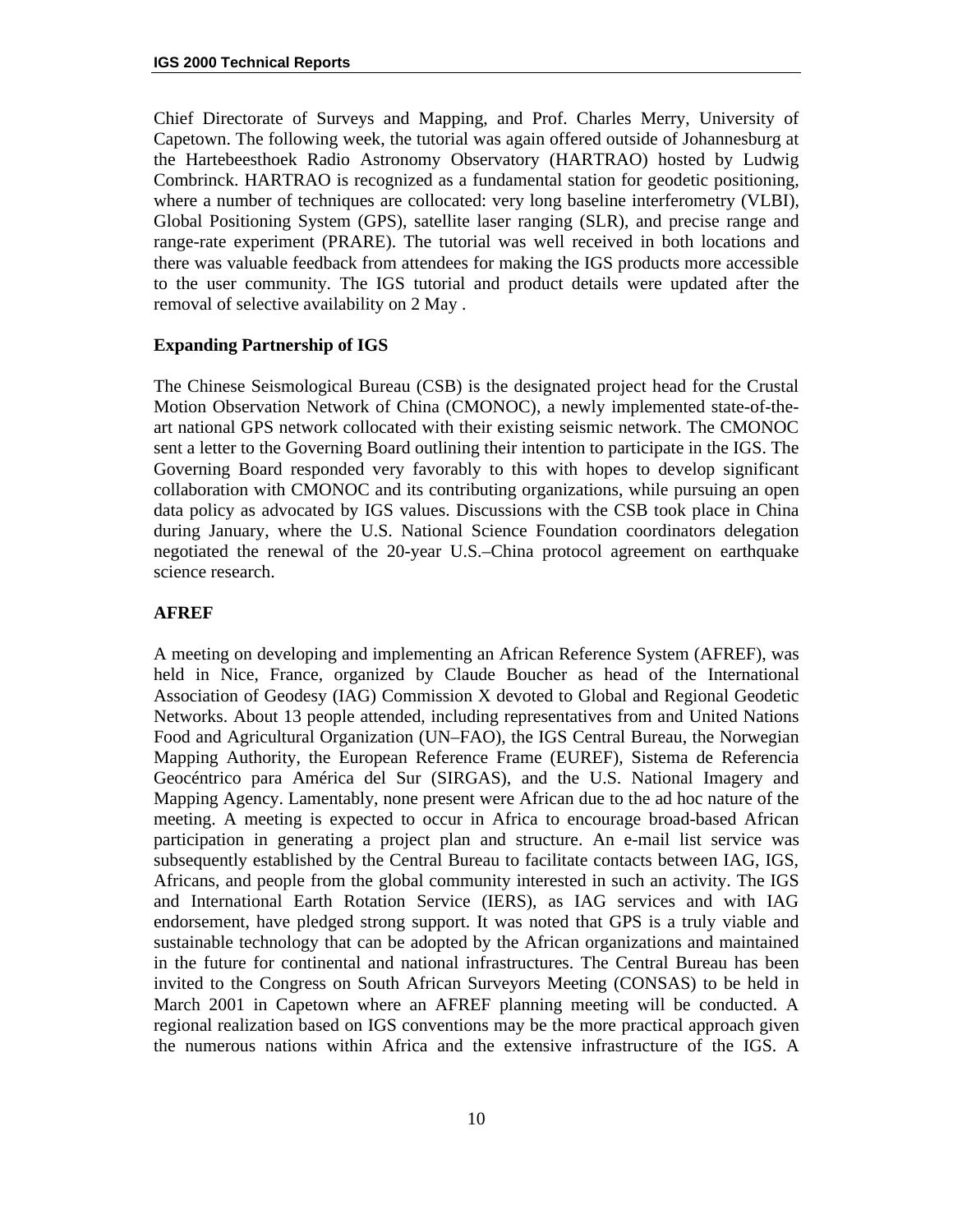Chief Directorate of Surveys and Mapping, and Prof. Charles Merry, University of Capetown. The following week, the tutorial was again offered outside of Johannesburg at the Hartebeesthoek Radio Astronomy Observatory (HARTRAO) hosted by Ludwig Combrinck. HARTRAO is recognized as a fundamental station for geodetic positioning, where a number of techniques are collocated: very long baseline interferometry (VLBI), Global Positioning System (GPS), satellite laser ranging (SLR), and precise range and range-rate experiment (PRARE). The tutorial was well received in both locations and there was valuable feedback from attendees for making the IGS products more accessible to the user community. The IGS tutorial and product details were updated after the removal of selective availability on 2 May .

**Expanding Partnership of IGS**

The Chinese Seismological Bureau (CSB) is the designated project head for the Crustal Motion Observation Network of China (CMONOC), a newly implemented state-of-the-art national GPS network collocated with their existing seismic network. The CMONOC sent a letter to the Governing Board outlining their intention to participate in the IGS. The Governing Board responded very favorably to this with hopes to develop significant collaboration with CMONOC and its contributing organizations, while pursuing an open data policy as advocated by IGS values. Discussions with the CSB took place in China during January, where the U.S. National Science Foundation coordinators delegation negotiated the renewal of the 20-year U.S.–China protocol agreement on earthquake science research.

**AFREF**

A meeting on developing and implementing an African Reference System (AFREF), was held in Nice, France, organized by Claude Boucher as head of the International Association of Geodesy (IAG) Commission X devoted to Global and Regional Geodetic Networks. About 13 people attended, including representatives from and United Nations Food and Agricultural Organization (UN–FAO), the IGS Central Bureau, the Norwegian Mapping Authority, the European Reference Frame (EUREF), Sistema de Referencia Geocéntrico para América del Sur (SIRGAS), and the U.S. National Imagery and Mapping Agency. Lamentably, none present were African due to the ad hoc nature of the meeting. A meeting is expected to occur in Africa to encourage broad-based African participation in generating a project plan and structure. An e-mail list service was subsequently established by the Central Bureau to facilitate contacts between IAG, IGS, Africans, and people from the global community interested in such an activity. The IGS and International Earth Rotation Service (IERS), as IAG services and with IAG endorsement, have pledged strong support. It was noted that GPS is a truly viable and sustainable technology that can be adopted by the African organizations and maintained in the future for continental and national infrastructures. The Central Bureau has been invited to the Congress on South African Surveyors Meeting (CONSAS) to be held in March 2001 in Capetown where an AFREF planning meeting will be conducted. A regional realization based on IGS conventions may be the more practical approach given the numerous nations within Africa and the extensive infrastructure of the IGS. A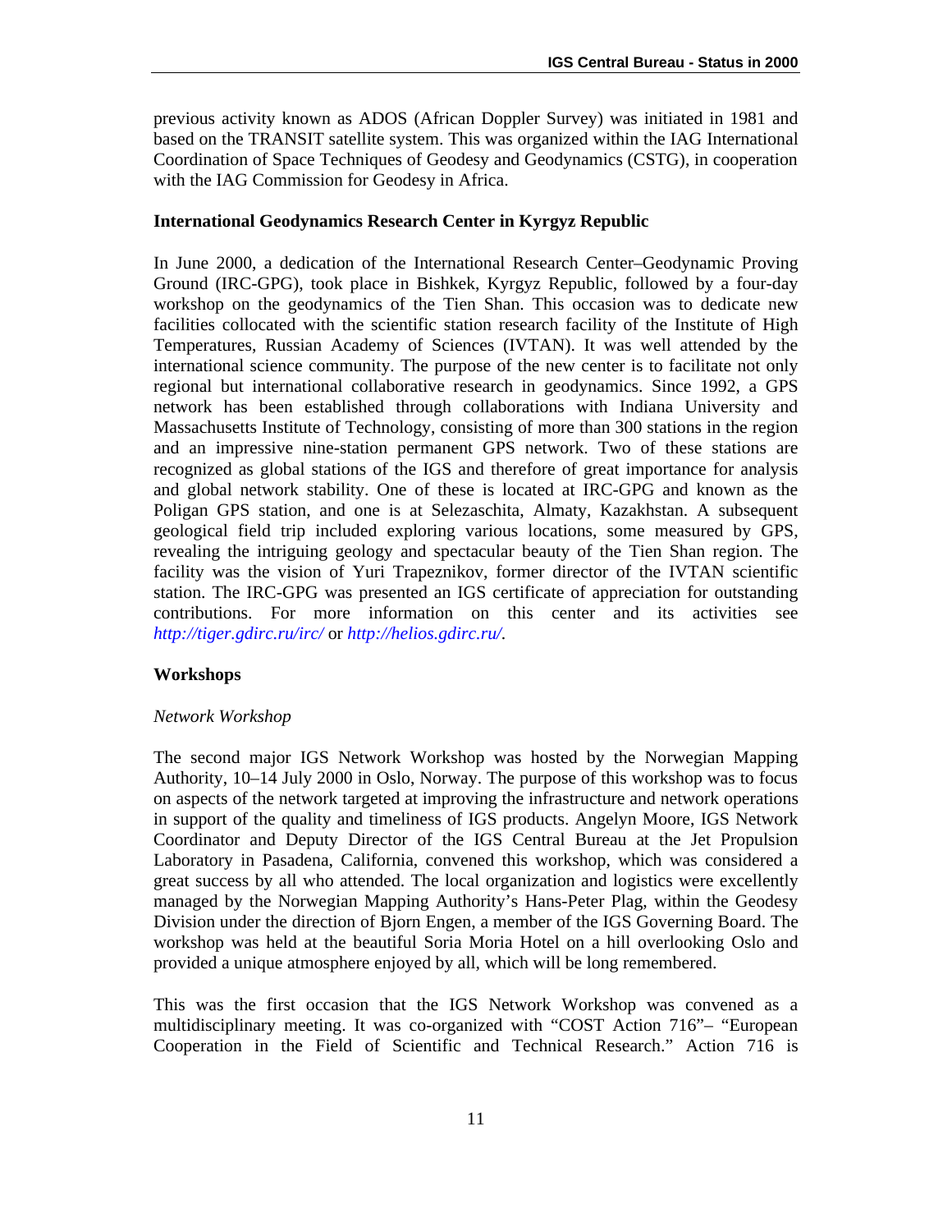previous activity known as ADOS (African Doppler Survey) was initiated in 1981 and based on the TRANSIT satellite system. This was organized within the IAG International Coordination of Space Techniques of Geodesy and Geodynamics (CSTG), in cooperation with the IAG Commission for Geodesy in Africa.

**International Geodynamics Research Center in Kyrgyz Republic**

In June 2000, a dedication of the International Research Center–Geodynamic Proving Ground (IRC-GPG), took place in Bishkek, Kyrgyz Republic, followed by a four-day workshop on the geodynamics of the Tien Shan. This occasion was to dedicate new facilities collocated with the scientific station research facility of the Institute of High Temperatures, Russian Academy of Sciences (IVTAN). It was well attended by the international science community. The purpose of the new center is to facilitate not only regional but international collaborative research in geodynamics. Since 1992, a GPS network has been established through collaborations with Indiana University and Massachusetts Institute of Technology, consisting of more than 300 stations in the region and an impressive nine-station permanent GPS network. Two of these stations are recognized as global stations of the IGS and therefore of great importance for analysis and global network stability. One of these is located at IRC-GPG and known as the Poligan GPS station, and one is at Selezaschita, Almaty, Kazakhstan. A subsequent geological field trip included exploring various locations, some measured by GPS, revealing the intriguing geology and spectacular beauty of the Tien Shan region. The facility was the vision of Yuri Trapeznikov, former director of the IVTAN scientific station. The IRC-GPG was presented an IGS certificate of appreciation for outstanding contributions. For more information on this center and its activities see *http://tiger.gdirc.ru/irc/* or *http://helios.gdirc.ru/*.

**Workshops**

*Network Workshop*

The second major IGS Network Workshop was hosted by the Norwegian Mapping Authority, 10–14 July 2000 in Oslo, Norway. The purpose of this workshop was to focus on aspects of the network targeted at improving the infrastructure and network operations in support of the quality and timeliness of IGS products. Angelyn Moore, IGS Network Coordinator and Deputy Director of the IGS Central Bureau at the Jet Propulsion Laboratory in Pasadena, California, convened this workshop, which was considered a great success by all who attended. The local organization and logistics were excellently managed by the Norwegian Mapping Authority's Hans-Peter Plag, within the Geodesy Division under the direction of Bjorn Engen, a member of the IGS Governing Board. The workshop was held at the beautiful Soria Moria Hotel on a hill overlooking Oslo and provided a unique atmosphere enjoyed by all, which will be long remembered.

This was the first occasion that the IGS Network Workshop was convened as a multidisciplinary meeting. It was co-organized with "COST Action 716"– "European Cooperation in the Field of Scientific and Technical Research." Action 716 is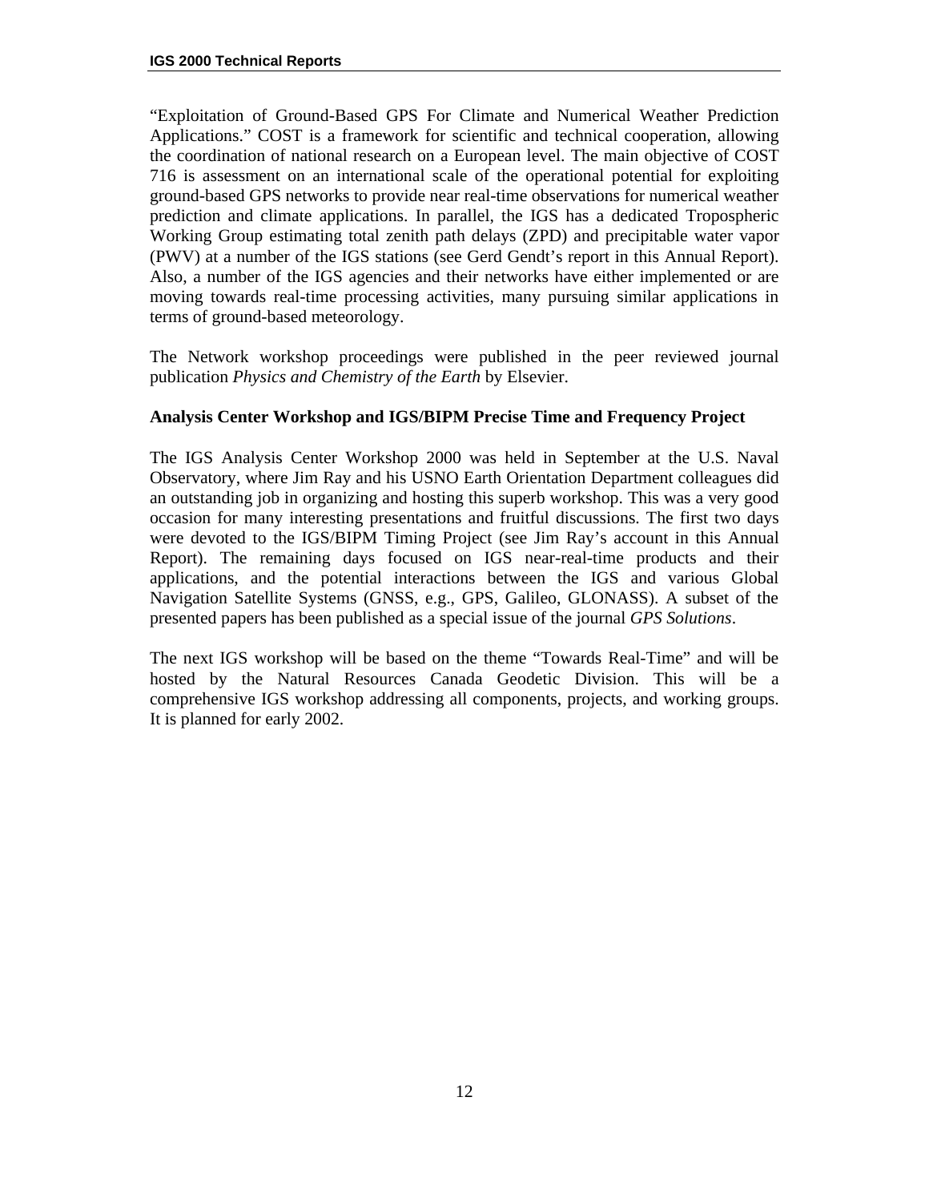"Exploitation of Ground-Based GPS For Climate and Numerical Weather Prediction Applications." COST is a framework for scientific and technical cooperation, allowing the coordination of national research on a European level. The main objective of COST 716 is assessment on an international scale of the operational potential for exploiting ground-based GPS networks to provide near real-time observations for numerical weather prediction and climate applications. In parallel, the IGS has a dedicated Tropospheric Working Group estimating total zenith path delays (ZPD) and precipitable water vapor (PWV) at a number of the IGS stations (see Gerd Gendt's report in this Annual Report). Also, a number of the IGS agencies and their networks have either implemented or are moving towards real-time processing activities, many pursuing similar applications in terms of ground-based meteorology.

The Network workshop proceedings were published in the peer reviewed journal publication *Physics and Chemistry of the Earth* by Elsevier.

**Analysis Center Workshop and IGS/BIPM Precise Time and Frequency Project**

The IGS Analysis Center Workshop 2000 was held in September at the U.S. Naval Observatory, where Jim Ray and his USNO Earth Orientation Department colleagues did an outstanding job in organizing and hosting this superb workshop. This was a very good occasion for many interesting presentations and fruitful discussions. The first two days were devoted to the IGS/BIPM Timing Project (see Jim Ray's account in this Annual Report). The remaining days focused on IGS near-real-time products and their applications, and the potential interactions between the IGS and various Global Navigation Satellite Systems (GNSS, e.g., GPS, Galileo, GLONASS). A subset of the presented papers has been published as a special issue of the journal *GPS Solutions*.

The next IGS workshop will be based on the theme "Towards Real-Time" and will be hosted by the Natural Resources Canada Geodetic Division. This will be a comprehensive IGS workshop addressing all components, projects, and working groups. It is planned for early 2002.